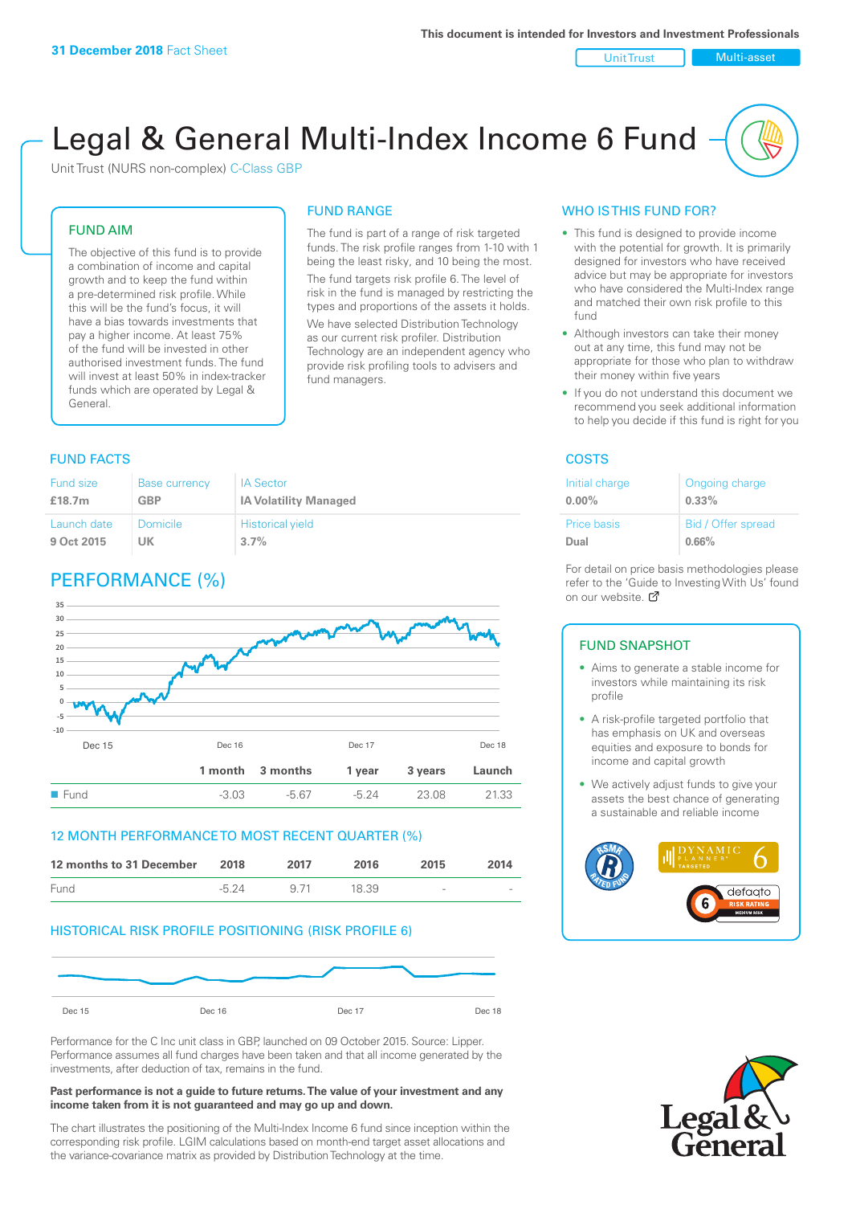This document is intended for Investors and Investment Professionals

**31 December 2018** Fact Sheet

Unit Trust | Multi-asset

# Legal & General Multi-Index Income 6 Fund

Unit Trust (NURS non-complex) C-Class GBP

## FUND AIM

The objective of this fund is to provide a combination of income and capital growth and to keep the fund within a pre-determined risk profile. While this will be the fund's focus, it will have a bias towards investments that pay a higher income. At least 75% of the fund will be invested in other authorised investment funds. The fund will invest at least 50% in index-tracker funds which are operated by Legal & General.

## FUND RANGE

The fund is part of a range of risk targeted funds. The risk profile ranges from 1-10 with 1 being the least risky, and 10 being the most.

The fund targets risk profile 6. The level of risk in the fund is managed by restricting the types and proportions of the assets it holds.

We have selected Distribution Technology as our current risk profiler. Distribution Technology are an independent agency who provide risk profiling tools to advisers and fund managers.

## WHO IS THIS FUND FOR?

- This fund is designed to provide income with the potential for growth. It is primarily designed for investors who have received advice but may be appropriate for investors who have considered the Multi-Index range and matched their own risk profile to this fund
- Although investors can take their money out at any time, this fund may not be appropriate for those who plan to withdraw their money within five years
- If you do not understand this document we recommend you seek additional information to help you decide if this fund is right for you

## FUND FACTS

| Fund size | Base currency | IA Sector |
|---|---|---|
| **£18.7m** | **GBP** | **IA Volatility Managed** |
| Launch date | Domicile | Historical yield |
| **9 Oct 2015** | **UK** | **3.7%** |

## COSTS

| Initial charge | Ongoing charge |
|---|---|
| **0.00%** | **0.33%** |
| Price basis | Bid / Offer spread |
| **Dual** | **0.66%** |

For detail on price basis methodologies please refer to the 'Guide to Investing With Us' found on our website.

## PERFORMANCE (%)

| | 1 month | 3 months | 1 year | 3 years | Launch |
|---|---|---|---|---|---|
| Fund | -3.03 | -5.67 | -5.24 | 23.08 | 21.33 |

## 12 MONTH PERFORMANCE TO MOST RECENT QUARTER (%)

| 12 months to 31 December | 2018 | 2017 | 2016 | 2015 | 2014 |
|---|---|---|---|---|---|
| Fund | -5.24 | 9.71 | 18.39 | - | - |

## HISTORICAL RISK PROFILE POSITIONING (RISK PROFILE 6)

Performance for the C Inc unit class in GBP, launched on 09 October 2015. Source: Lipper. Performance assumes all fund charges have been taken and that all income generated by the investments, after deduction of tax, remains in the fund.

**Past performance is not a guide to future returns. The value of your investment and any income taken from it is not guaranteed and may go up and down.**

The chart illustrates the positioning of the Multi-Index Income 6 fund since inception within the corresponding risk profile. LGIM calculations based on month-end target asset allocations and the variance-covariance matrix as provided by Distribution Technology at the time.

## FUND SNAPSHOT

- Aims to generate a stable income for investors while maintaining its risk profile
- A risk-profile targeted portfolio that has emphasis on UK and overseas equities and exposure to bonds for income and capital growth
- We actively adjust funds to give your assets the best chance of generating a sustainable and reliable income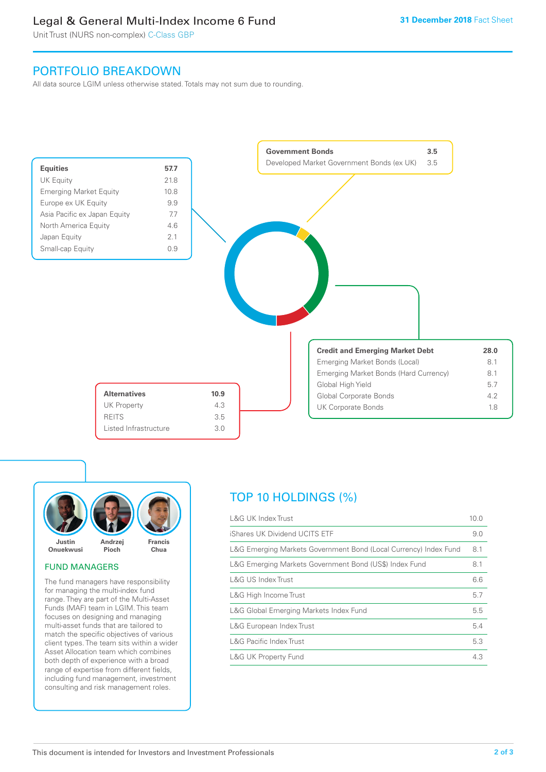# Legal & General Multi-Index Income 6 Fund

Unit Trust (NURS non-complex) C-Class GBP

**31 December 2018** Fact Sheet

## PORTFOLIO BREAKDOWN

All data source LGIM unless otherwise stated. Totals may not sum due to rounding.

| **Equities** | **57.7** |
|---|---|
| UK Equity | 21.8 |
| Emerging Market Equity | 10.8 |
| Europe ex UK Equity | 9.9 |
| Asia Pacific ex Japan Equity | 7.7 |
| North America Equity | 4.6 |
| Japan Equity | 2.1 |
| Small-cap Equity | 0.9 |

| **Government Bonds** | **3.5** |
|---|---|
| Developed Market Government Bonds (ex UK) | 3.5 |

| **Credit and Emerging Market Debt** | **28.0** |
|---|---|
| Emerging Market Bonds (Local) | 8.1 |
| Emerging Market Bonds (Hard Currency) | 8.1 |
| Global High Yield | 5.7 |
| Global Corporate Bonds | 4.2 |
| UK Corporate Bonds | 1.8 |

| **Alternatives** | **10.9** |
|---|---|
| UK Property | 4.3 |
| REITS | 3.5 |
| Listed Infrastructure | 3.0 |

**Justin Onuekwusi** **Andrzej Pioch** **Francis Chua**

### FUND MANAGERS

The fund managers have responsibility for managing the multi-index fund range. They are part of the Multi-Asset Funds (MAF) team in LGIM. This team focuses on designing and managing multi-asset funds that are tailored to match the specific objectives of various client types. The team sits within a wider Asset Allocation team which combines both depth of experience with a broad range of expertise from different fields, including fund management, investment consulting and risk management roles.

## TOP 10 HOLDINGS (%)

| Holding | % |
|---|---|
| L&G UK Index Trust | 10.0 |
| iShares UK Dividend UCITS ETF | 9.0 |
| L&G Emerging Markets Government Bond (Local Currency) Index Fund | 8.1 |
| L&G Emerging Markets Government Bond (US$) Index Fund | 8.1 |
| L&G US Index Trust | 6.6 |
| L&G High Income Trust | 5.7 |
| L&G Global Emerging Markets Index Fund | 5.5 |
| L&G European Index Trust | 5.4 |
| L&G Pacific Index Trust | 5.3 |
| L&G UK Property Fund | 4.3 |

This document is intended for Investors and Investment Professionals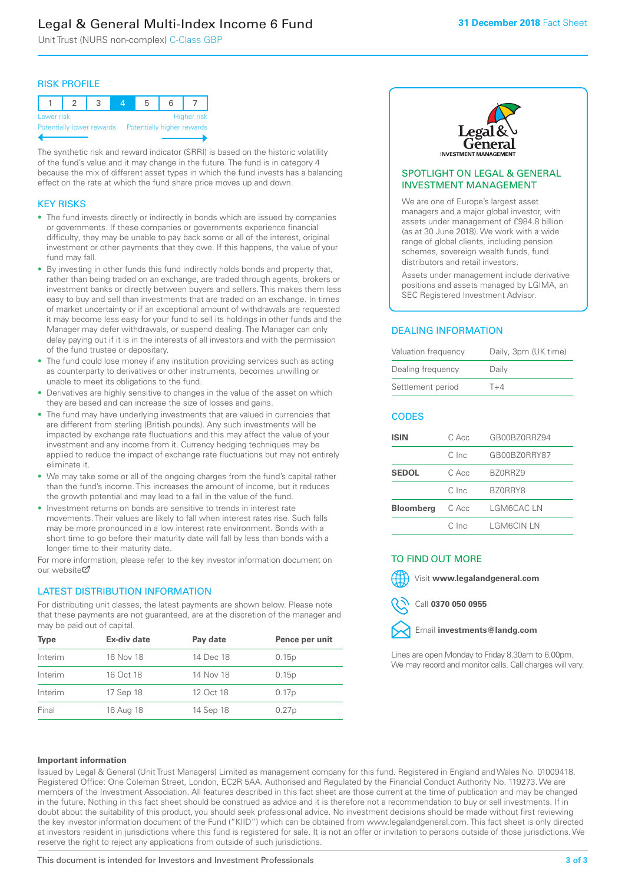# Legal & General Multi-Index Income 6 Fund

Unit Trust (NURS non-complex) C-Class GBP

31 December 2018 Fact Sheet

## RISK PROFILE

| 1 | 2 | 3 | 4 | 5 | 6 | 7 |
|---|---|---|---|---|---|---|

Lower risk — Higher risk

Potentially lower rewards — Potentially higher rewards

The synthetic risk and reward indicator (SRRI) is based on the historic volatility of the fund's value and it may change in the future. The fund is in category 4 because the mix of different asset types in which the fund invests has a balancing effect on the rate at which the fund share price moves up and down.

## KEY RISKS

- The fund invests directly or indirectly in bonds which are issued by companies or governments. If these companies or governments experience financial difficulty, they may be unable to pay back some or all of the interest, original investment or other payments that they owe. If this happens, the value of your fund may fall.
- By investing in other funds this fund indirectly holds bonds and property that, rather than being traded on an exchange, are traded through agents, brokers or investment banks or directly between buyers and sellers. This makes them less easy to buy and sell than investments that are traded on an exchange. In times of market uncertainty or if an exceptional amount of withdrawals are requested it may become less easy for your fund to sell its holdings in other funds and the Manager may defer withdrawals, or suspend dealing. The Manager can only delay paying out if it is in the interests of all investors and with the permission of the fund trustee or depositary.
- The fund could lose money if any institution providing services such as acting as counterparty to derivatives or other instruments, becomes unwilling or unable to meet its obligations to the fund.
- Derivatives are highly sensitive to changes in the value of the asset on which they are based and can increase the size of losses and gains.
- The fund may have underlying investments that are valued in currencies that are different from sterling (British pounds). Any such investments will be impacted by exchange rate fluctuations and this may affect the value of your investment and any income from it. Currency hedging techniques may be applied to reduce the impact of exchange rate fluctuations but may not entirely eliminate it.
- We may take some or all of the ongoing charges from the fund's capital rather than the fund's income. This increases the amount of income, but it reduces the growth potential and may lead to a fall in the value of the fund.
- Investment returns on bonds are sensitive to trends in interest rate movements. Their values are likely to fall when interest rates rise. Such falls may be more pronounced in a low interest rate environment. Bonds with a short time to go before their maturity date will fall by less than bonds with a longer time to their maturity date.

For more information, please refer to the key investor information document on our website

## LATEST DISTRIBUTION INFORMATION

For distributing unit classes, the latest payments are shown below. Please note that these payments are not guaranteed, are at the discretion of the manager and may be paid out of capital.

| Type | Ex-div date | Pay date | Pence per unit |
|---|---|---|---|
| Interim | 16 Nov 18 | 14 Dec 18 | 0.15p |
| Interim | 16 Oct 18 | 14 Nov 18 | 0.15p |
| Interim | 17 Sep 18 | 12 Oct 18 | 0.17p |
| Final | 16 Aug 18 | 14 Sep 18 | 0.27p |

## SPOTLIGHT ON LEGAL & GENERAL INVESTMENT MANAGEMENT

We are one of Europe's largest asset managers and a major global investor, with assets under management of £984.8 billion (as at 30 June 2018). We work with a wide range of global clients, including pension schemes, sovereign wealth funds, fund distributors and retail investors.

Assets under management include derivative positions and assets managed by LGIMA, an SEC Registered Investment Advisor.

## DEALING INFORMATION

| | |
|---|---|
| Valuation frequency | Daily, 3pm (UK time) |
| Dealing frequency | Daily |
| Settlement period | T+4 |

## CODES

| | | |
|---|---|---|
| **ISIN** | C Acc | GB00BZ0RRZ94 |
| | C Inc | GB00BZ0RRY87 |
| **SEDOL** | C Acc | BZ0RRZ9 |
| | C Inc | BZ0RRY8 |
| **Bloomberg** | C Acc | LGM6CAC LN |
| | C Inc | LGM6CIN LN |

## TO FIND OUT MORE

Visit **www.legalandgeneral.com**

Call **0370 050 0955**

Email **investments@landg.com**

Lines are open Monday to Friday 8.30am to 6.00pm. We may record and monitor calls. Call charges will vary.

**Important information**

Issued by Legal & General (Unit Trust Managers) Limited as management company for this fund. Registered in England and Wales No. 01009418. Registered Office: One Coleman Street, London, EC2R 5AA. Authorised and Regulated by the Financial Conduct Authority No. 119273. We are members of the Investment Association. All features described in this fact sheet are those current at the time of publication and may be changed in the future. Nothing in this fact sheet should be construed as advice and it is therefore not a recommendation to buy or sell investments. If in doubt about the suitability of this product, you should seek professional advice. No investment decisions should be made without first reviewing the key investor information document of the Fund ("KIID") which can be obtained from www.legalandgeneral.com. This fact sheet is only directed at investors resident in jurisdictions where this fund is registered for sale. It is not an offer or invitation to persons outside of those jurisdictions. We reserve the right to reject any applications from outside of such jurisdictions.

This document is intended for Investors and Investment Professionals